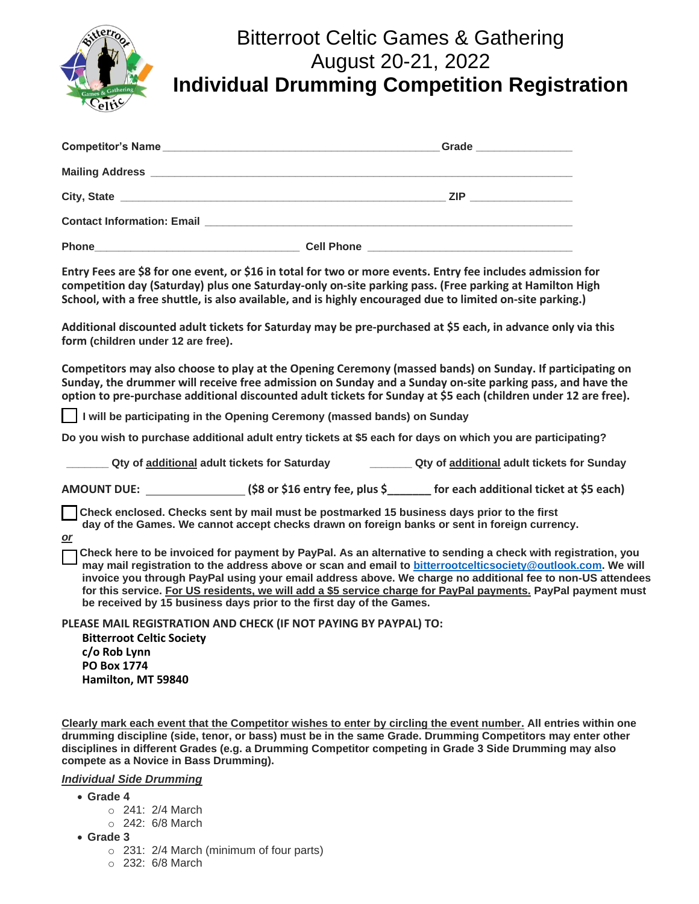# Bitterroot Celtic Games & Gathering
## August 20-21, 2022
# Individual Drumming Competition Registration

**Competitor's Name** ____________________________________________ **Grade** _______________

**Mailing Address** ______________________________________________________________________

**City, State** ___________________________________________________ **ZIP** ________________

**Contact Information: Email** ____________________________________________________________

**Phone**_________________________________ **Cell Phone** _________________________________

**Entry Fees are $8 for one event, or $16 in total for two or more events. Entry fee includes admission for competition day (Saturday) plus one Saturday-only on-site parking pass. (Free parking at Hamilton High School, with a free shuttle, is also available, and is highly encouraged due to limited on-site parking.)**

**Additional discounted adult tickets for Saturday may be pre-purchased at $5 each, in advance only via this form (children under 12 are free).**

**Competitors may also choose to play at the Opening Ceremony (massed bands) on Sunday. If participating on Sunday, the drummer will receive free admission on Sunday and a Sunday on-site parking pass, and have the option to pre-purchase additional discounted adult tickets for Sunday at $5 each (children under 12 are free).**

☐ **I will be participating in the Opening Ceremony (massed bands) on Sunday**

**Do you wish to purchase additional adult entry tickets at $5 each for days on which you are participating?**

_______ **Qty of additional adult tickets for Saturday** _______ **Qty of additional adult tickets for Sunday**

**AMOUNT DUE:** _______________ **($8 or $16 entry fee, plus $_______ for each additional ticket at $5 each)**

☐ **Check enclosed. Checks sent by mail must be postmarked 15 business days prior to the first day of the Games. We cannot accept checks drawn on foreign banks or sent in foreign currency.**

***or***

☐ **Check here to be invoiced for payment by PayPal. As an alternative to sending a check with registration, you may mail registration to the address above or scan and email to bitterrootcelticsociety@outlook.com. We will invoice you through PayPal using your email address above. We charge no additional fee to non-US attendees for this service. For US residents, we will add a $5 service charge for PayPal payments. PayPal payment must be received by 15 business days prior to the first day of the Games.**

**PLEASE MAIL REGISTRATION AND CHECK (IF NOT PAYING BY PAYPAL) TO:**

**Bitterroot Celtic Society**
**c/o Rob Lynn**
**PO Box 1774**
**Hamilton, MT 59840**

**Clearly mark each event that the Competitor wishes to enter by circling the event number. All entries within one drumming discipline (side, tenor, or bass) must be in the same Grade. Drumming Competitors may enter other disciplines in different Grades (e.g. a Drumming Competitor competing in Grade 3 Side Drumming may also compete as a Novice in Bass Drumming).**

***Individual Side Drumming***

- **Grade 4**
  - 241: 2/4 March
  - 242: 6/8 March
- **Grade 3**
  - 231: 2/4 March (minimum of four parts)
  - 232: 6/8 March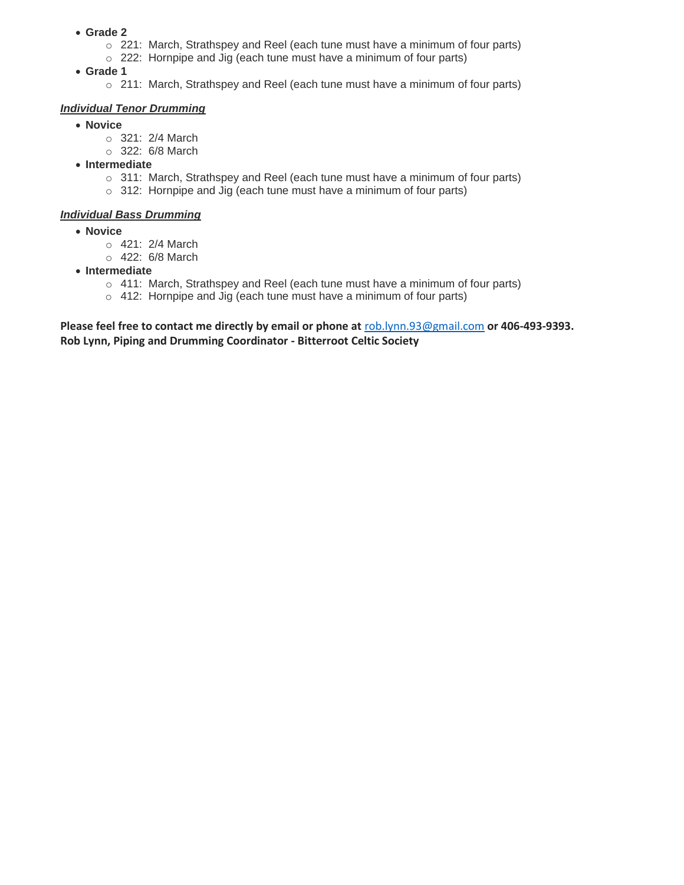- **Grade 2**
  - 221:  March, Strathspey and Reel (each tune must have a minimum of four parts)
  - 222:  Hornpipe and Jig (each tune must have a minimum of four parts)
- **Grade 1**
  - 211:  March, Strathspey and Reel (each tune must have a minimum of four parts)

***Individual Tenor Drumming***

- **Novice**
  - 321:  2/4 March
  - 322:  6/8 March
- **Intermediate**
  - 311:  March, Strathspey and Reel (each tune must have a minimum of four parts)
  - 312:  Hornpipe and Jig (each tune must have a minimum of four parts)

***Individual Bass Drumming***

- **Novice**
  - 421:  2/4 March
  - 422:  6/8 March
- **Intermediate**
  - 411:  March, Strathspey and Reel (each tune must have a minimum of four parts)
  - 412:  Hornpipe and Jig (each tune must have a minimum of four parts)

**Please feel free to contact me directly by email or phone at** rob.lynn.93@gmail.com **or 406-493-9393.**
**Rob Lynn, Piping and Drumming Coordinator - Bitterroot Celtic Society**